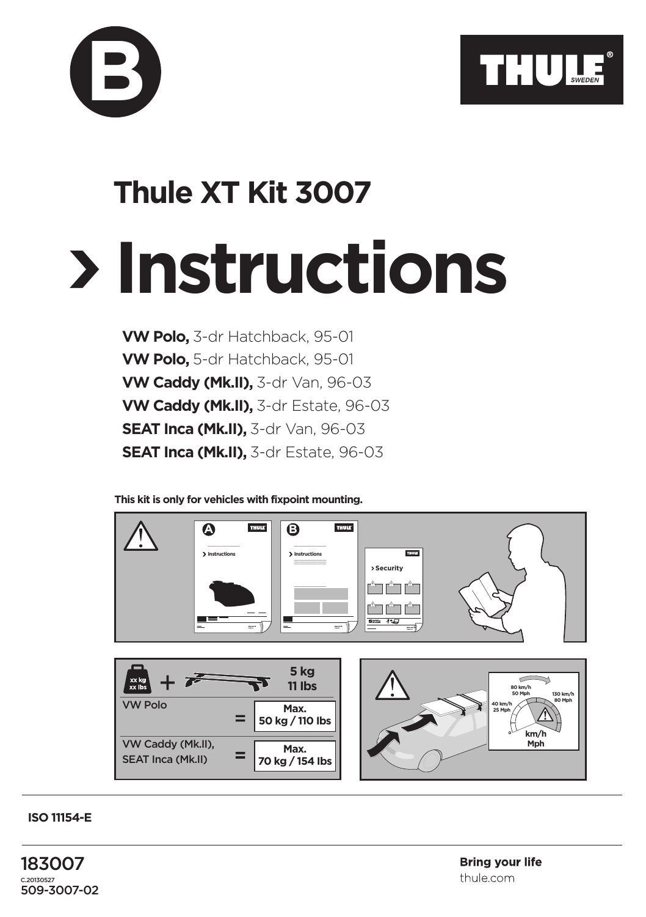B

THULE SWEDEN

# Thule XT Kit 3007

# › Instructions

**VW Polo,** 3-dr Hatchback, 95-01
**VW Polo,** 5-dr Hatchback, 95-01
**VW Caddy (Mk.II),** 3-dr Van, 96-03
**VW Caddy (Mk.II),** 3-dr Estate, 96-03
**SEAT Inca (Mk.II),** 3-dr Van, 96-03
**SEAT Inca (Mk.II),** 3-dr Estate, 96-03

**This kit is only for vehicles with fixpoint mounting.**

| xx kg / xx lbs + | | 5 kg / 11 lbs |
|---|---|---|
| VW Polo | = | Max. 50 kg / 110 lbs |
| VW Caddy (Mk.II), SEAT Inca (Mk.II) | = | Max. 70 kg / 154 lbs |

80 km/h / 50 Mph
40 km/h / 25 Mph
130 km/h / 80 Mph
km/h / Mph

**ISO 11154-E**

183007
C.20130527
509-3007-02

**Bring your life**
thule.com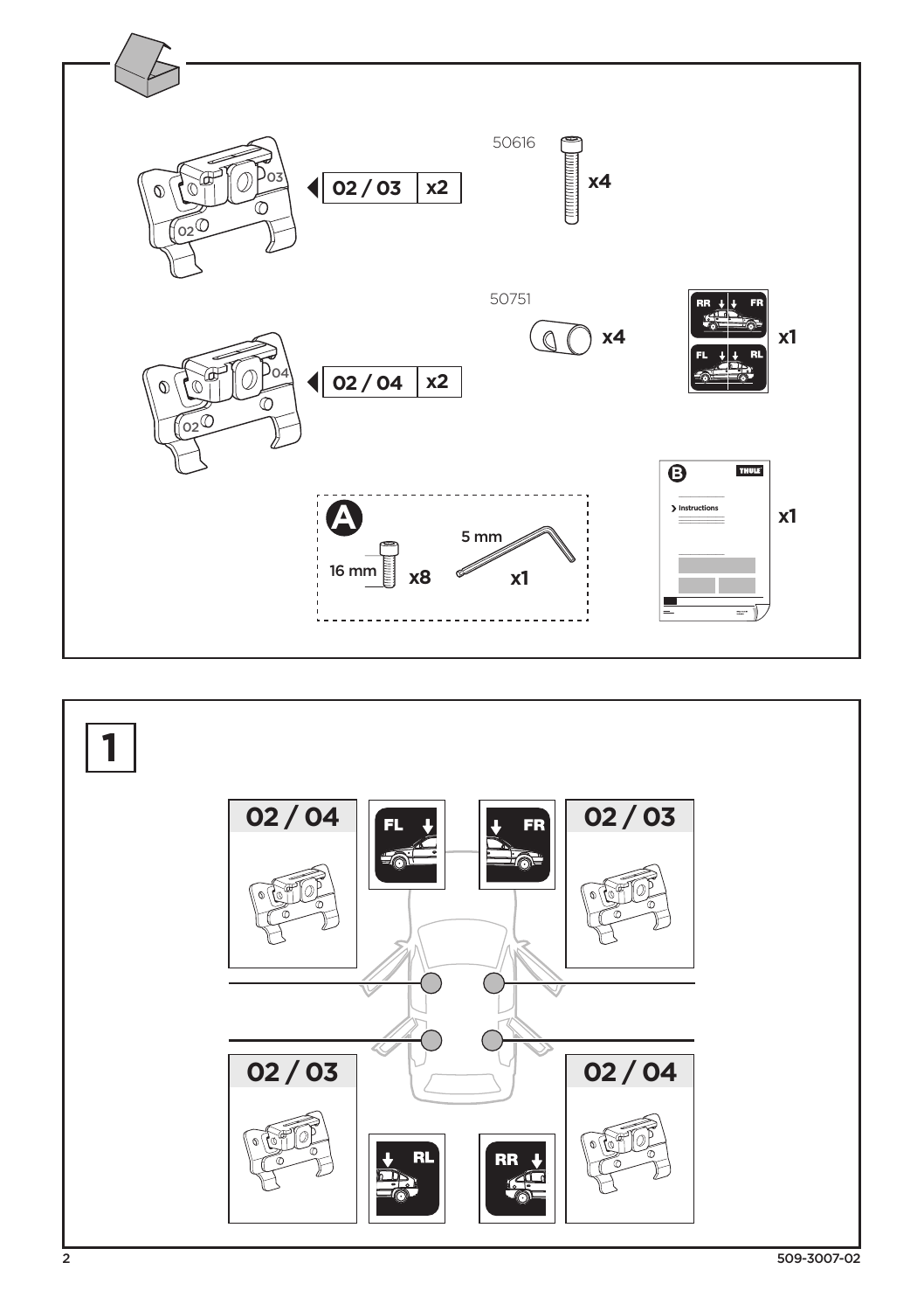02 / 03 x2

50616 x4

02 / 04 x2

50751 x4

RR FR FL RL x1

**A**

16 mm x8

5 mm x1

**B** THULE Instructions x1

# 1

02 / 04 FL

FR 02 / 03

02 / 03 RL

RR 02 / 04

509-3007-02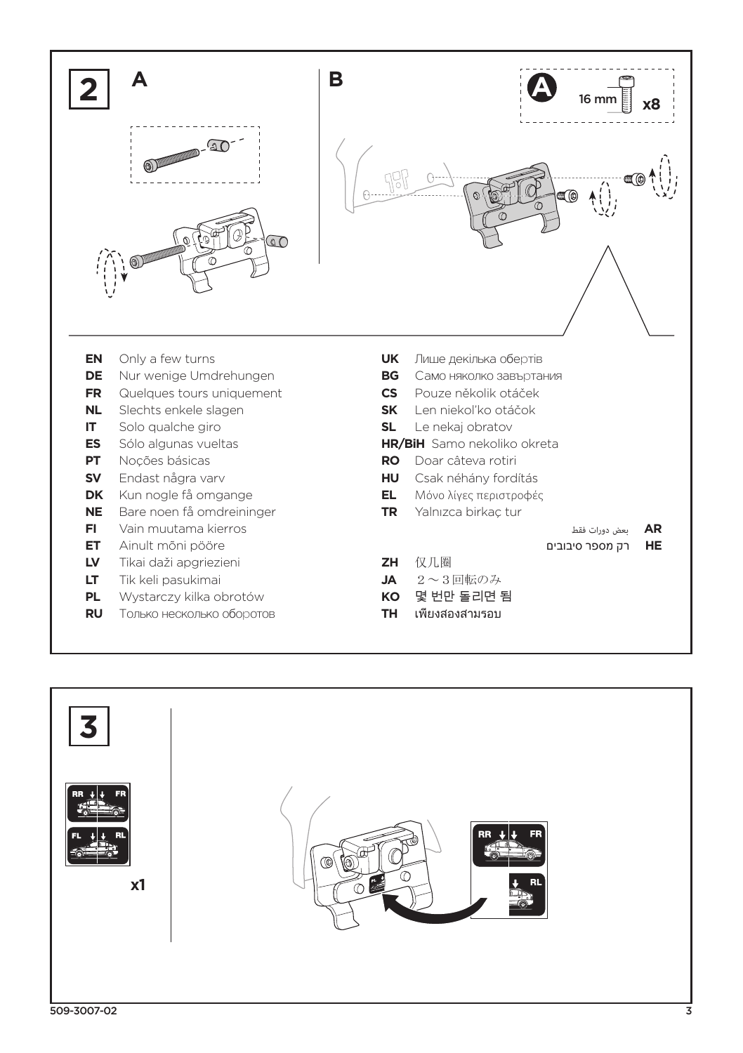## 2

**A**

**B**

**A** 16 mm **x8**

**EN** Only a few turns
**DE** Nur wenige Umdrehungen
**FR** Quelques tours uniquement
**NL** Slechts enkele slagen
**IT** Solo qualche giro
**ES** Sólo algunas vueltas
**PT** Noções básicas
**SV** Endast några varv
**DK** Kun nogle få omgange
**NE** Bare noen få omdreininger
**FI** Vain muutama kierros
**ET** Ainult mõni pööre
**LV** Tikai daži apgriezieni
**LT** Tik keli pasukimai
**PL** Wystarczy kilka obrotów
**RU** Только несколько оборотов
**UK** Лише декілька обертів
**BG** Само няколко завъртания
**CS** Pouze několik otáček
**SK** Len niekoľko otáčok
**SL** Le nekaj obratov
**HR/BiH** Samo nekoliko okreta
**RO** Doar câteva rotiri
**HU** Csak néhány fordítás
**EL** Μόνο λίγες περιστροφές
**TR** Yalnızca birkaç tur
**AR** بعض دورات فقط
**HE** רק מספר סיבובים
**ZH** 仅几圈
**JA** ２～３回転のみ
**KO** 몇 번만 돌리면 됨
**TH** เพียงสองสามรอบ

## 3

RR FR
FL RL

**x1**

RR FR
RL

509-3007-02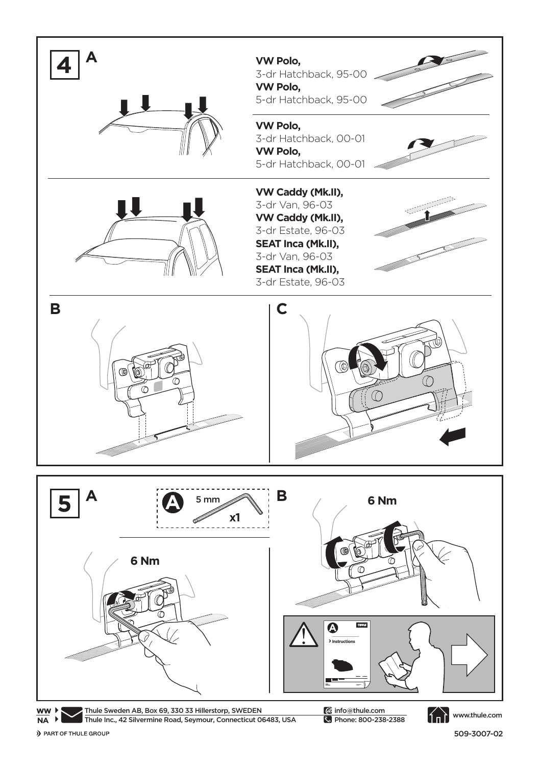# 4

## A

**VW Polo,**
3-dr Hatchback, 95-00
**VW Polo,**
5-dr Hatchback, 95-00

**VW Polo,**
3-dr Hatchback, 00-01
**VW Polo,**
5-dr Hatchback, 00-01

**VW Caddy (Mk.II),**
3-dr Van, 96-03
**VW Caddy (Mk.II),**
3-dr Estate, 96-03
**SEAT Inca (Mk.II),**
3-dr Van, 96-03
**SEAT Inca (Mk.II),**
3-dr Estate, 96-03

## B

## C

# 5

## A

A 5 mm x1

6 Nm

## B

6 Nm

A
Instructions

WW Thule Sweden AB, Box 69, 330 33 Hillerstorp, SWEDEN
NA Thule Inc., 42 Silvermine Road, Seymour, Connecticut 06483, USA

info@thule.com
Phone: 800-238-2388

www.thule.com

PART OF THULE GROUP

509-3007-02